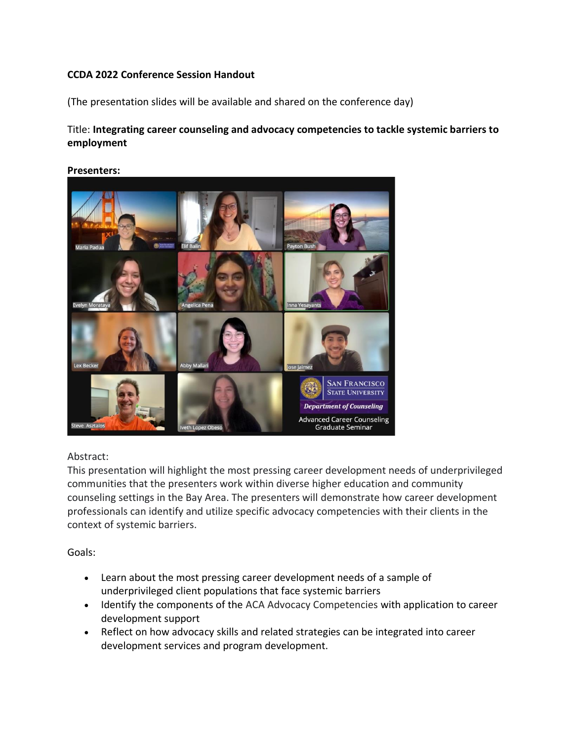**CCDA 2022 Conference Session Handout**

(The presentation slides will be available and shared on the conference day)

Title: **Integrating career counseling and advocacy competencies to tackle systemic barriers to employment**

**Presenters:**

Abstract:
This presentation will highlight the most pressing career development needs of underprivileged communities that the presenters work within diverse higher education and community counseling settings in the Bay Area. The presenters will demonstrate how career development professionals can identify and utilize specific advocacy competencies with their clients in the context of systemic barriers.

Goals:

- Learn about the most pressing career development needs of a sample of underprivileged client populations that face systemic barriers
- Identify the components of the ACA Advocacy Competencies with application to career development support
- Reflect on how advocacy skills and related strategies can be integrated into career development services and program development.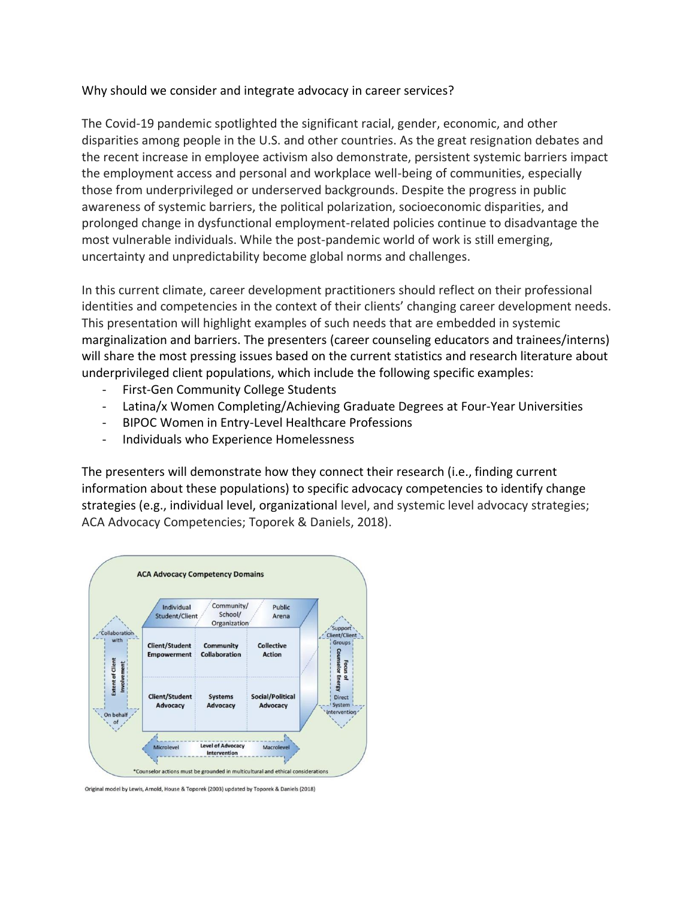Why should we consider and integrate advocacy in career services?

The Covid-19 pandemic spotlighted the significant racial, gender, economic, and other disparities among people in the U.S. and other countries. As the great resignation debates and the recent increase in employee activism also demonstrate, persistent systemic barriers impact the employment access and personal and workplace well-being of communities, especially those from underprivileged or underserved backgrounds. Despite the progress in public awareness of systemic barriers, the political polarization, socioeconomic disparities, and prolonged change in dysfunctional employment-related policies continue to disadvantage the most vulnerable individuals. While the post-pandemic world of work is still emerging, uncertainty and unpredictability become global norms and challenges.

In this current climate, career development practitioners should reflect on their professional identities and competencies in the context of their clients' changing career development needs. This presentation will highlight examples of such needs that are embedded in systemic marginalization and barriers. The presenters (career counseling educators and trainees/interns) will share the most pressing issues based on the current statistics and research literature about underprivileged client populations, which include the following specific examples:

- First-Gen Community College Students
- Latina/x Women Completing/Achieving Graduate Degrees at Four-Year Universities
- BIPOC Women in Entry-Level Healthcare Professions
- Individuals who Experience Homelessness

The presenters will demonstrate how they connect their research (i.e., finding current information about these populations) to specific advocacy competencies to identify change strategies (e.g., individual level, organizational level, and systemic level advocacy strategies; ACA Advocacy Competencies; Toporek & Daniels, 2018).

**ACA Advocacy Competency Domains**

| Extent of Client Involvement | Individual Student/Client | Community/ School/ Organization | Public Arena | Focus of Counselor Energy |
| --- | --- | --- | --- | --- |
| Collaboration with | Client/Student Empowerment | Community Collaboration | Collective Action | Support Client/Client Groups |
| On behalf of | Client/Student Advocacy | Systems Advocacy | Social/Political Advocacy | Direct System Intervention |

Level of Advocacy Intervention: Microlevel ↔ Macrolevel

*Counselor actions must be grounded in multicultural and ethical considerations

Original model by Lewis, Arnold, House & Toporek (2003) updated by Toporek & Daniels (2018)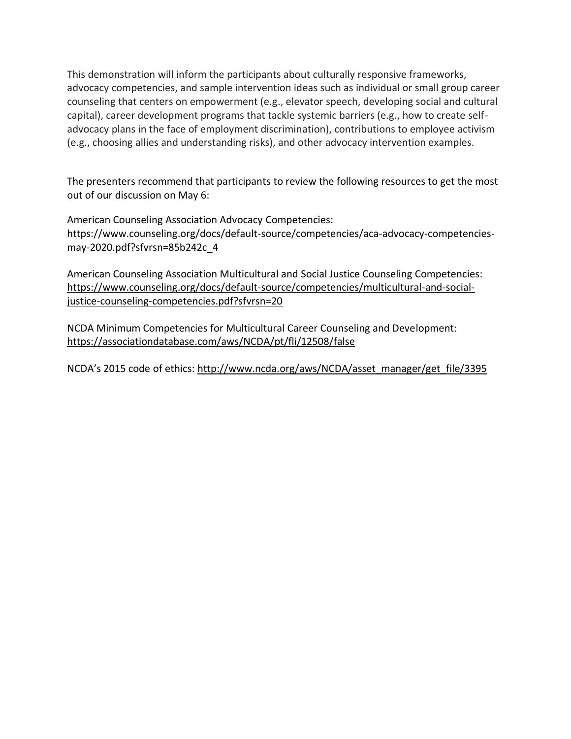This demonstration will inform the participants about culturally responsive frameworks, advocacy competencies, and sample intervention ideas such as individual or small group career counseling that centers on empowerment (e.g., elevator speech, developing social and cultural capital), career development programs that tackle systemic barriers (e.g., how to create self-advocacy plans in the face of employment discrimination), contributions to employee activism (e.g., choosing allies and understanding risks), and other advocacy intervention examples.

The presenters recommend that participants to review the following resources to get the most out of our discussion on May 6:

American Counseling Association Advocacy Competencies:
https://www.counseling.org/docs/default-source/competencies/aca-advocacy-competencies-may-2020.pdf?sfvrsn=85b242c_4

American Counseling Association Multicultural and Social Justice Counseling Competencies:
https://www.counseling.org/docs/default-source/competencies/multicultural-and-social-justice-counseling-competencies.pdf?sfvrsn=20

NCDA Minimum Competencies for Multicultural Career Counseling and Development:
https://associationdatabase.com/aws/NCDA/pt/fli/12508/false

NCDA's 2015 code of ethics: http://www.ncda.org/aws/NCDA/asset_manager/get_file/3395